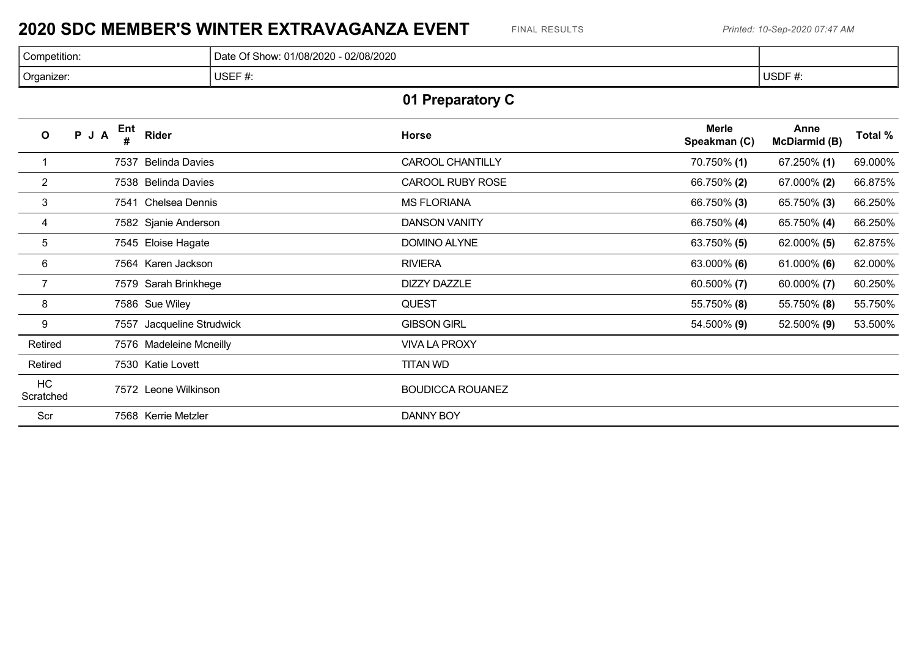# 2020 SDC MEMBER'S WINTER EXTRAVAGANZA EVENT

FINAL RESULTS

*Printed: 10-Sep-2020 07:47 AM*

| Competition: | Date Of Show: 01/08/2020 - 02/08/2020 | |
|---|---|---|
| Organizer: | USEF #: | USDF #: |

## 01 Preparatory C

| O | P J A | Ent # | Rider | Horse | Merle Speakman (C) | Anne McDiarmid (B) | Total % |
|---|---|---|---|---|---|---|---|
| 1 | | 7537 | Belinda Davies | CAROOL CHANTILLY | 70.750% **(1)** | 67.250% **(1)** | 69.000% |
| 2 | | 7538 | Belinda Davies | CAROOL RUBY ROSE | 66.750% **(2)** | 67.000% **(2)** | 66.875% |
| 3 | | 7541 | Chelsea Dennis | MS FLORIANA | 66.750% **(3)** | 65.750% **(3)** | 66.250% |
| 4 | | 7582 | Sjanie Anderson | DANSON VANITY | 66.750% **(4)** | 65.750% **(4)** | 66.250% |
| 5 | | 7545 | Eloise Hagate | DOMINO ALYNE | 63.750% **(5)** | 62.000% **(5)** | 62.875% |
| 6 | | 7564 | Karen Jackson | RIVIERA | 63.000% **(6)** | 61.000% **(6)** | 62.000% |
| 7 | | 7579 | Sarah Brinkhege | DIZZY DAZZLE | 60.500% **(7)** | 60.000% **(7)** | 60.250% |
| 8 | | 7586 | Sue Wiley | QUEST | 55.750% **(8)** | 55.750% **(8)** | 55.750% |
| 9 | | 7557 | Jacqueline Strudwick | GIBSON GIRL | 54.500% **(9)** | 52.500% **(9)** | 53.500% |
| Retired | | 7576 | Madeleine Mcneilly | VIVA LA PROXY | | | |
| Retired | | 7530 | Katie Lovett | TITAN WD | | | |
| HC Scratched | | 7572 | Leone Wilkinson | BOUDICCA ROUANEZ | | | |
| Scr | | 7568 | Kerrie Metzler | DANNY BOY | | | |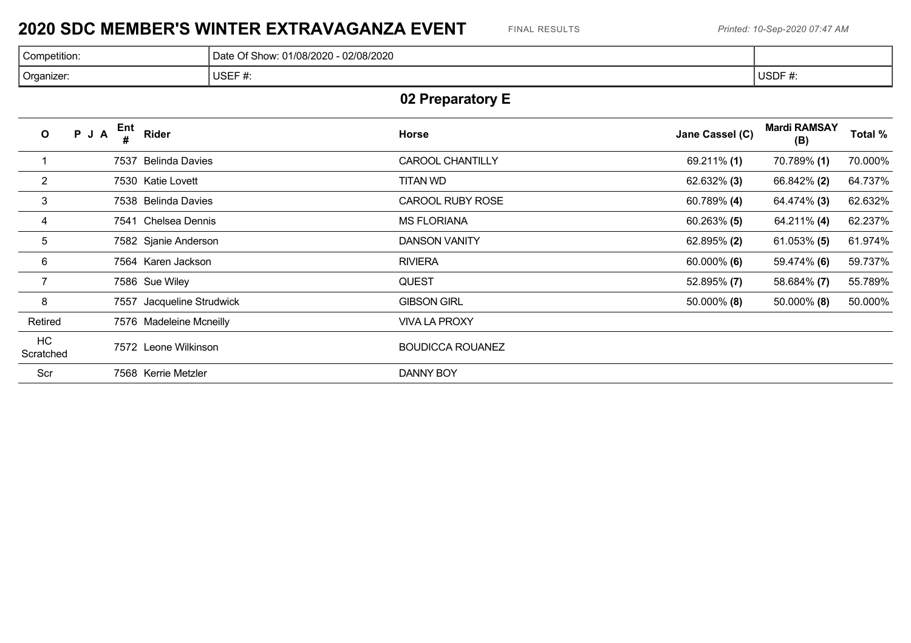# 2020 SDC MEMBER'S WINTER EXTRAVAGANZA EVENT

FINAL RESULTS

*Printed: 10-Sep-2020 07:47 AM*

| Competition: | Date Of Show: 01/08/2020 - 02/08/2020 | |
|---|---|---|
| Organizer: | USEF #: | USDF #: |

## 02 Preparatory E

| O | P J A | Ent # | Rider | Horse | Jane Cassel (C) | Mardi RAMSAY (B) | Total % |
|---|---|---|---|---|---|---|---|
| 1 | | 7537 | Belinda Davies | CAROOL CHANTILLY | 69.211% **(1)** | 70.789% **(1)** | 70.000% |
| 2 | | 7530 | Katie Lovett | TITAN WD | 62.632% **(3)** | 66.842% **(2)** | 64.737% |
| 3 | | 7538 | Belinda Davies | CAROOL RUBY ROSE | 60.789% **(4)** | 64.474% **(3)** | 62.632% |
| 4 | | 7541 | Chelsea Dennis | MS FLORIANA | 60.263% **(5)** | 64.211% **(4)** | 62.237% |
| 5 | | 7582 | Sjanie Anderson | DANSON VANITY | 62.895% **(2)** | 61.053% **(5)** | 61.974% |
| 6 | | 7564 | Karen Jackson | RIVIERA | 60.000% **(6)** | 59.474% **(6)** | 59.737% |
| 7 | | 7586 | Sue Wiley | QUEST | 52.895% **(7)** | 58.684% **(7)** | 55.789% |
| 8 | | 7557 | Jacqueline Strudwick | GIBSON GIRL | 50.000% **(8)** | 50.000% **(8)** | 50.000% |
| Retired | | 7576 | Madeleine Mcneilly | VIVA LA PROXY | | | |
| HC Scratched | | 7572 | Leone Wilkinson | BOUDICCA ROUANEZ | | | |
| Scr | | 7568 | Kerrie Metzler | DANNY BOY | | | |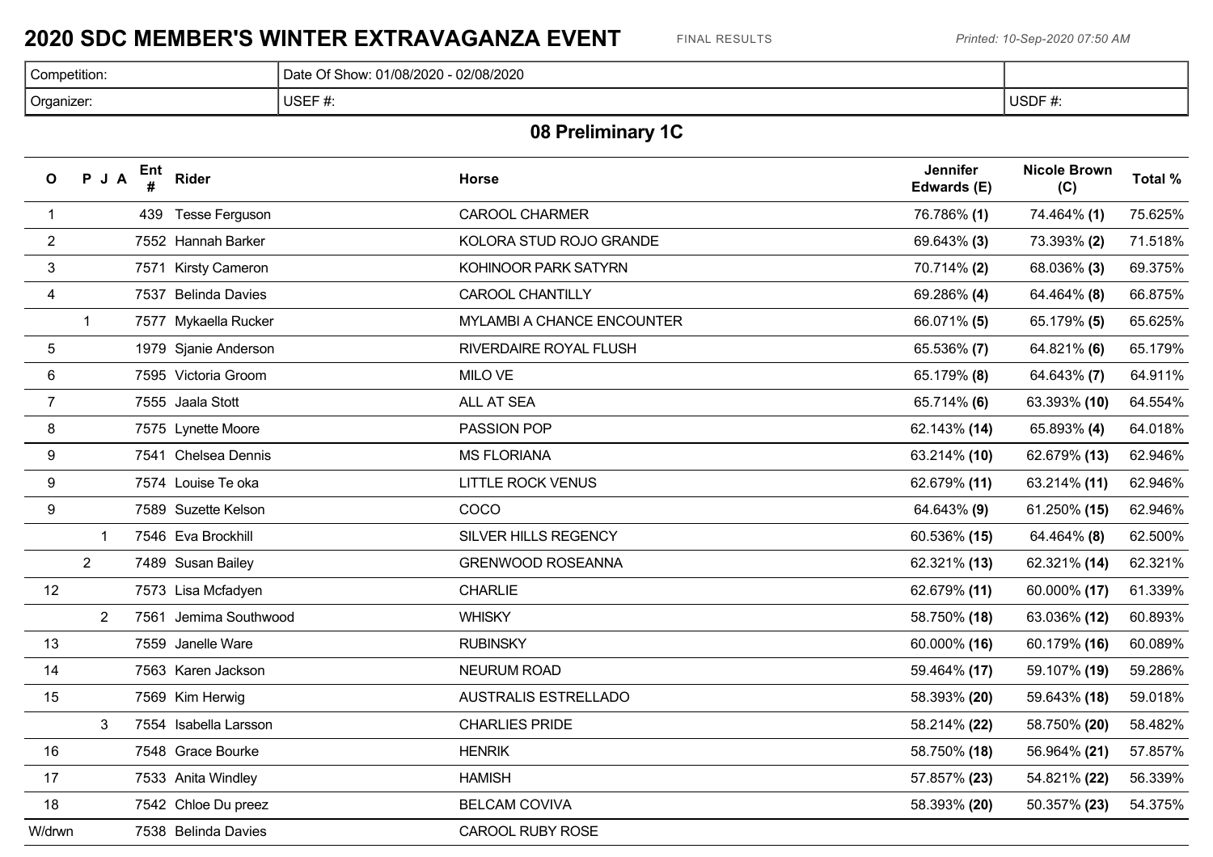# 2020 SDC MEMBER'S WINTER EXTRAVAGANZA EVENT

FINAL RESULTS

*Printed: 10-Sep-2020 07:50 AM*

| Competition: | Date Of Show: 01/08/2020 - 02/08/2020 | |
|---|---|---|
| Organizer: | USEF #: | USDF #: |

## 08 Preliminary 1C

| O | P | J | A | Ent # | Rider | Horse | Jennifer Edwards (E) | Nicole Brown (C) | Total % |
|---|---|---|---|---|---|---|---|---|---|
| 1 | | | | 439 | Tesse Ferguson | CAROOL CHARMER | 76.786% **(1)** | 74.464% **(1)** | 75.625% |
| 2 | | | | 7552 | Hannah Barker | KOLORA STUD ROJO GRANDE | 69.643% **(3)** | 73.393% **(2)** | 71.518% |
| 3 | | | | 7571 | Kirsty Cameron | KOHINOOR PARK SATYRN | 70.714% **(2)** | 68.036% **(3)** | 69.375% |
| 4 | | | | 7537 | Belinda Davies | CAROOL CHANTILLY | 69.286% **(4)** | 64.464% **(8)** | 66.875% |
| | 1 | | | 7577 | Mykaella Rucker | MYLAMBI A CHANCE ENCOUNTER | 66.071% **(5)** | 65.179% **(5)** | 65.625% |
| 5 | | | | 1979 | Sjanie Anderson | RIVERDAIRE ROYAL FLUSH | 65.536% **(7)** | 64.821% **(6)** | 65.179% |
| 6 | | | | 7595 | Victoria Groom | MILO VE | 65.179% **(8)** | 64.643% **(7)** | 64.911% |
| 7 | | | | 7555 | Jaala Stott | ALL AT SEA | 65.714% **(6)** | 63.393% **(10)** | 64.554% |
| 8 | | | | 7575 | Lynette Moore | PASSION POP | 62.143% **(14)** | 65.893% **(4)** | 64.018% |
| 9 | | | | 7541 | Chelsea Dennis | MS FLORIANA | 63.214% **(10)** | 62.679% **(13)** | 62.946% |
| 9 | | | | 7574 | Louise Te oka | LITTLE ROCK VENUS | 62.679% **(11)** | 63.214% **(11)** | 62.946% |
| 9 | | | | 7589 | Suzette Kelson | COCO | 64.643% **(9)** | 61.250% **(15)** | 62.946% |
| | | 1 | | 7546 | Eva Brockhill | SILVER HILLS REGENCY | 60.536% **(15)** | 64.464% **(8)** | 62.500% |
| | 2 | | | 7489 | Susan Bailey | GRENWOOD ROSEANNA | 62.321% **(13)** | 62.321% **(14)** | 62.321% |
| 12 | | | | 7573 | Lisa Mcfadyen | CHARLIE | 62.679% **(11)** | 60.000% **(17)** | 61.339% |
| | | 2 | | 7561 | Jemima Southwood | WHISKY | 58.750% **(18)** | 63.036% **(12)** | 60.893% |
| 13 | | | | 7559 | Janelle Ware | RUBINSKY | 60.000% **(16)** | 60.179% **(16)** | 60.089% |
| 14 | | | | 7563 | Karen Jackson | NEURUM ROAD | 59.464% **(17)** | 59.107% **(19)** | 59.286% |
| 15 | | | | 7569 | Kim Herwig | AUSTRALIS ESTRELLADO | 58.393% **(20)** | 59.643% **(18)** | 59.018% |
| | | 3 | | 7554 | Isabella Larsson | CHARLIES PRIDE | 58.214% **(22)** | 58.750% **(20)** | 58.482% |
| 16 | | | | 7548 | Grace Bourke | HENRIK | 58.750% **(18)** | 56.964% **(21)** | 57.857% |
| 17 | | | | 7533 | Anita Windley | HAMISH | 57.857% **(23)** | 54.821% **(22)** | 56.339% |
| 18 | | | | 7542 | Chloe Du preez | BELCAM COVIVA | 58.393% **(20)** | 50.357% **(23)** | 54.375% |
| W/drwn | | | | 7538 | Belinda Davies | CAROOL RUBY ROSE | | | |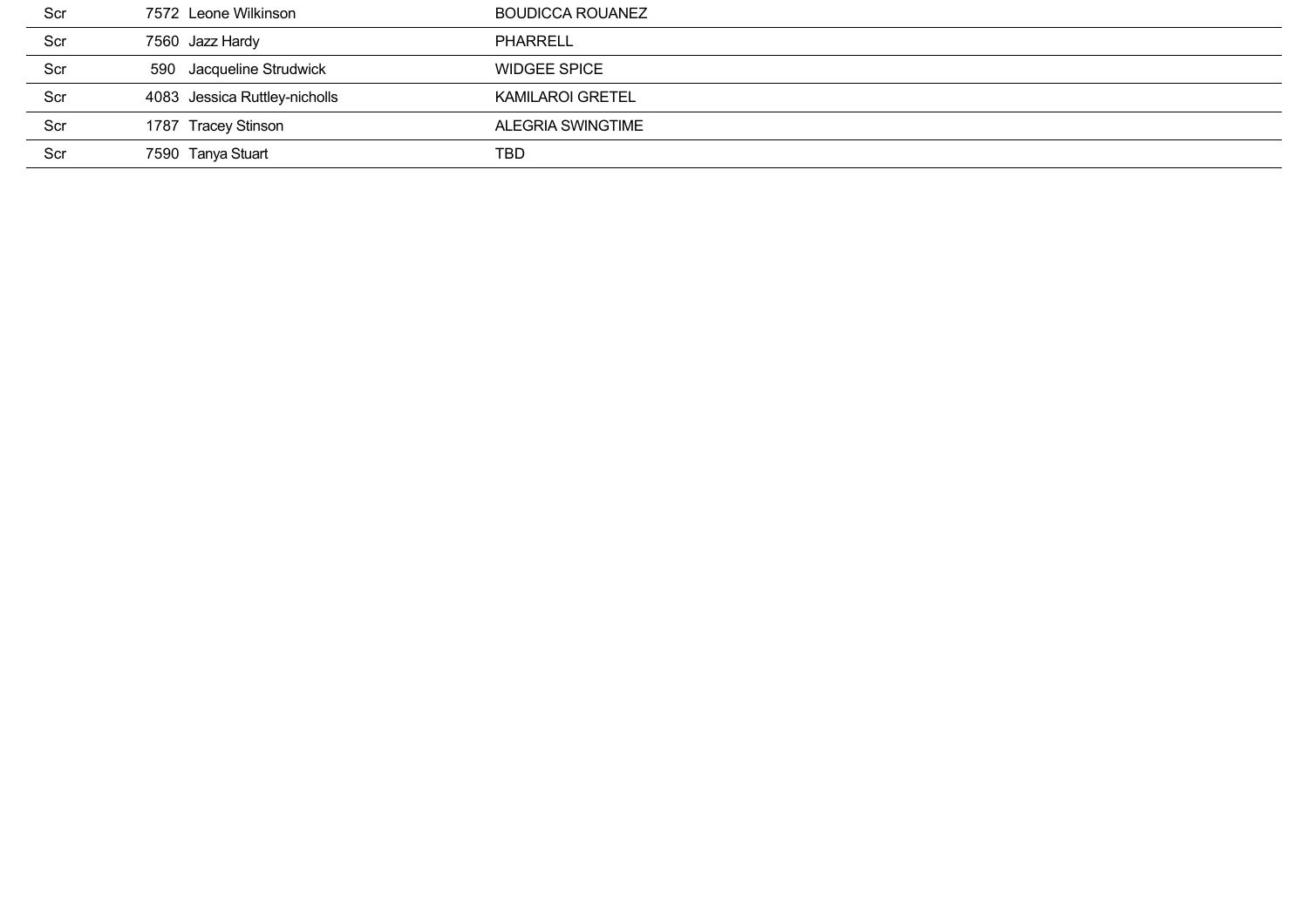| | | | |
|---|---|---|---|
| Scr | 7572 | Leone Wilkinson | BOUDICCA ROUANEZ |
| Scr | 7560 | Jazz Hardy | PHARRELL |
| Scr | 590 | Jacqueline Strudwick | WIDGEE SPICE |
| Scr | 4083 | Jessica Ruttley-nicholls | KAMILAROI GRETEL |
| Scr | 1787 | Tracey Stinson | ALEGRIA SWINGTIME |
| Scr | 7590 | Tanya Stuart | TBD |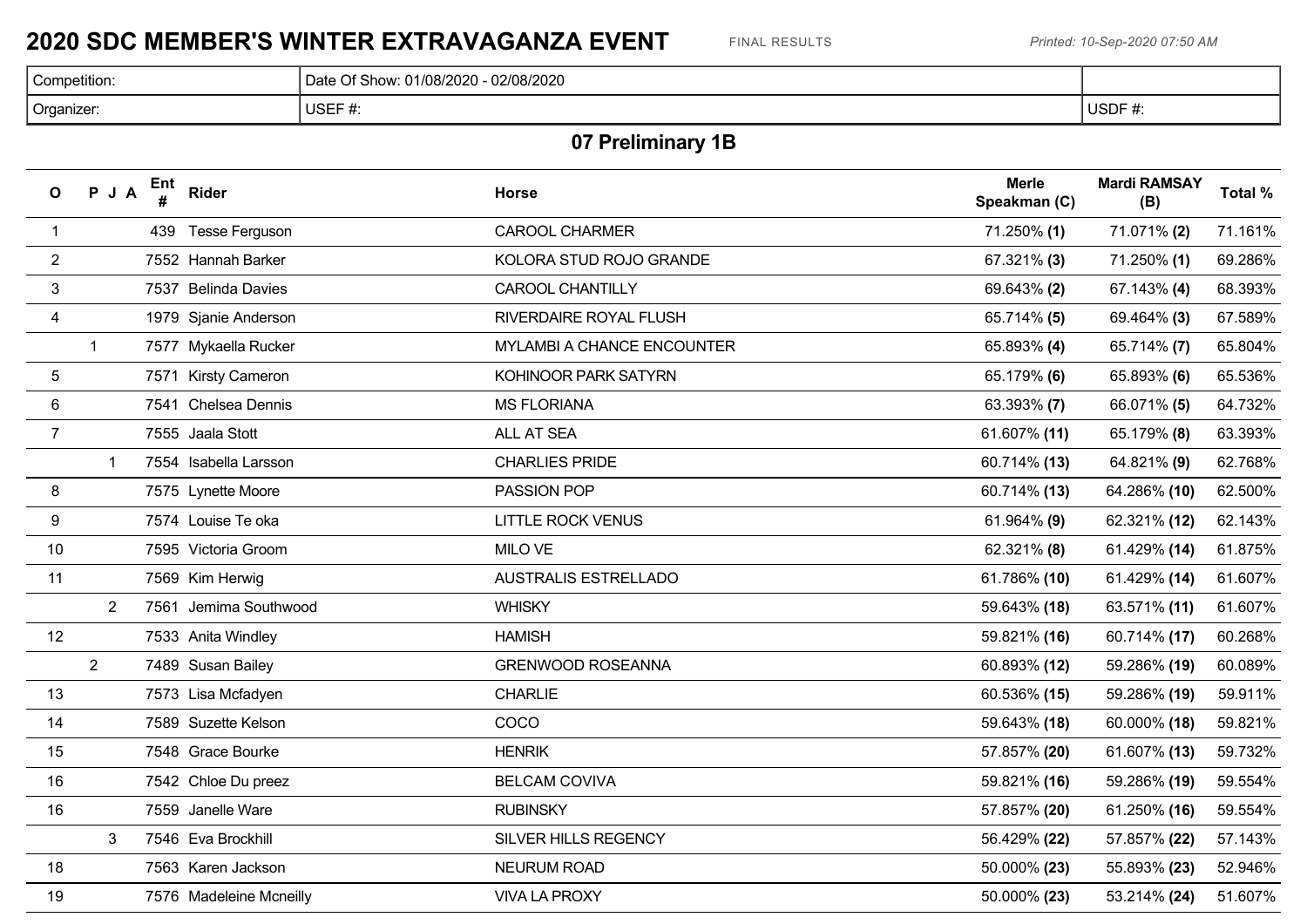# 2020 SDC MEMBER'S WINTER EXTRAVAGANZA EVENT

FINAL RESULTS

*Printed: 10-Sep-2020 07:50 AM*

| Competition: | Date Of Show: 01/08/2020 - 02/08/2020 | |
|---|---|---|
| Organizer: | USEF #: | USDF #: |

## 07 Preliminary 1B

| O | P | J | A | Ent # | Rider | Horse | Merle Speakman (C) | Mardi RAMSAY (B) | Total % |
|---|---|---|---|---|---|---|---|---|---|
| 1 | | | | 439 | Tesse Ferguson | CAROOL CHARMER | 71.250% **(1)** | 71.071% **(2)** | 71.161% |
| 2 | | | | 7552 | Hannah Barker | KOLORA STUD ROJO GRANDE | 67.321% **(3)** | 71.250% **(1)** | 69.286% |
| 3 | | | | 7537 | Belinda Davies | CAROOL CHANTILLY | 69.643% **(2)** | 67.143% **(4)** | 68.393% |
| 4 | | | | 1979 | Sjanie Anderson | RIVERDAIRE ROYAL FLUSH | 65.714% **(5)** | 69.464% **(3)** | 67.589% |
| | 1 | | | 7577 | Mykaella Rucker | MYLAMBI A CHANCE ENCOUNTER | 65.893% **(4)** | 65.714% **(7)** | 65.804% |
| 5 | | | | 7571 | Kirsty Cameron | KOHINOOR PARK SATYRN | 65.179% **(6)** | 65.893% **(6)** | 65.536% |
| 6 | | | | 7541 | Chelsea Dennis | MS FLORIANA | 63.393% **(7)** | 66.071% **(5)** | 64.732% |
| 7 | | | | 7555 | Jaala Stott | ALL AT SEA | 61.607% **(11)** | 65.179% **(8)** | 63.393% |
| | | 1 | | 7554 | Isabella Larsson | CHARLIES PRIDE | 60.714% **(13)** | 64.821% **(9)** | 62.768% |
| 8 | | | | 7575 | Lynette Moore | PASSION POP | 60.714% **(13)** | 64.286% **(10)** | 62.500% |
| 9 | | | | 7574 | Louise Te oka | LITTLE ROCK VENUS | 61.964% **(9)** | 62.321% **(12)** | 62.143% |
| 10 | | | | 7595 | Victoria Groom | MILO VE | 62.321% **(8)** | 61.429% **(14)** | 61.875% |
| 11 | | | | 7569 | Kim Herwig | AUSTRALIS ESTRELLADO | 61.786% **(10)** | 61.429% **(14)** | 61.607% |
| | | 2 | | 7561 | Jemima Southwood | WHISKY | 59.643% **(18)** | 63.571% **(11)** | 61.607% |
| 12 | | | | 7533 | Anita Windley | HAMISH | 59.821% **(16)** | 60.714% **(17)** | 60.268% |
| | 2 | | | 7489 | Susan Bailey | GRENWOOD ROSEANNA | 60.893% **(12)** | 59.286% **(19)** | 60.089% |
| 13 | | | | 7573 | Lisa Mcfadyen | CHARLIE | 60.536% **(15)** | 59.286% **(19)** | 59.911% |
| 14 | | | | 7589 | Suzette Kelson | COCO | 59.643% **(18)** | 60.000% **(18)** | 59.821% |
| 15 | | | | 7548 | Grace Bourke | HENRIK | 57.857% **(20)** | 61.607% **(13)** | 59.732% |
| 16 | | | | 7542 | Chloe Du preez | BELCAM COVIVA | 59.821% **(16)** | 59.286% **(19)** | 59.554% |
| 16 | | | | 7559 | Janelle Ware | RUBINSKY | 57.857% **(20)** | 61.250% **(16)** | 59.554% |
| | | 3 | | 7546 | Eva Brockhill | SILVER HILLS REGENCY | 56.429% **(22)** | 57.857% **(22)** | 57.143% |
| 18 | | | | 7563 | Karen Jackson | NEURUM ROAD | 50.000% **(23)** | 55.893% **(23)** | 52.946% |
| 19 | | | | 7576 | Madeleine Mcneilly | VIVA LA PROXY | 50.000% **(23)** | 53.214% **(24)** | 51.607% |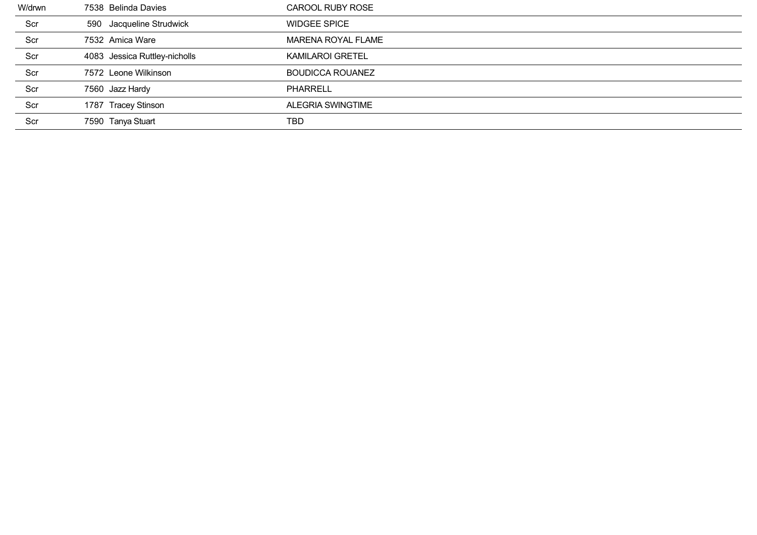| | | | |
|---|---|---|---|
| W/drwn | 7538 | Belinda Davies | CAROOL RUBY ROSE |
| Scr | 590 | Jacqueline Strudwick | WIDGEE SPICE |
| Scr | 7532 | Amica Ware | MARENA ROYAL FLAME |
| Scr | 4083 | Jessica Ruttley-nicholls | KAMILAROI GRETEL |
| Scr | 7572 | Leone Wilkinson | BOUDICCA ROUANEZ |
| Scr | 7560 | Jazz Hardy | PHARRELL |
| Scr | 1787 | Tracey Stinson | ALEGRIA SWINGTIME |
| Scr | 7590 | Tanya Stuart | TBD |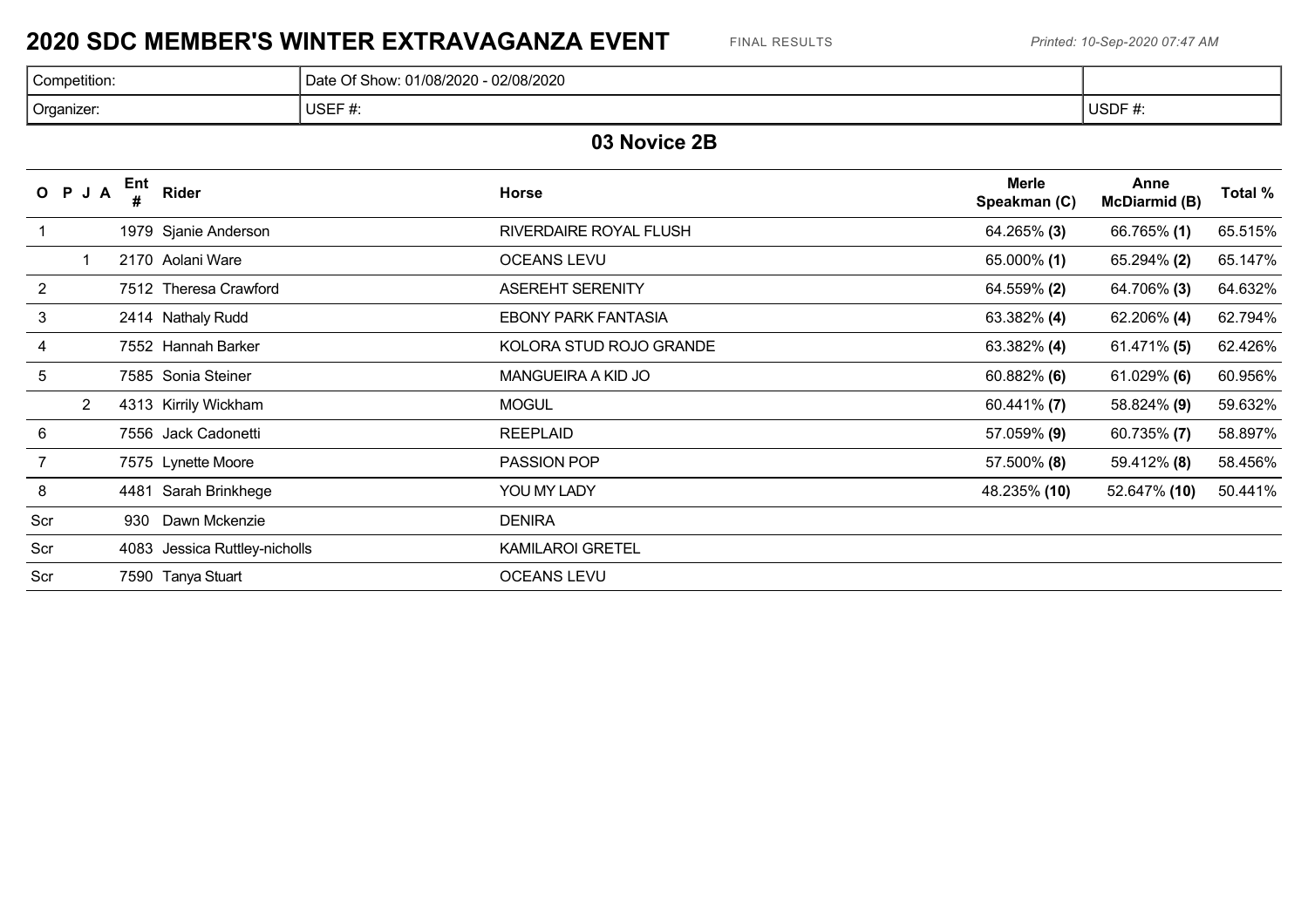# 2020 SDC MEMBER'S WINTER EXTRAVAGANZA EVENT

FINAL RESULTS

*Printed: 10-Sep-2020 07:47 AM*

| Competition: | Date Of Show: 01/08/2020 - 02/08/2020 | |
|---|---|---|
| Organizer: | USEF #: | USDF #: |

## 03 Novice 2B

| O | P | J | A | Ent # | Rider | Horse | Merle Speakman (C) | Anne McDiarmid (B) | Total % |
|---|---|---|---|---|---|---|---|---|---|
| 1 | | | | 1979 | Sjanie Anderson | RIVERDAIRE ROYAL FLUSH | 64.265% **(3)** | 66.765% **(1)** | 65.515% |
| | 1 | | | 2170 | Aolani Ware | OCEANS LEVU | 65.000% **(1)** | 65.294% **(2)** | 65.147% |
| 2 | | | | 7512 | Theresa Crawford | ASEREHT SERENITY | 64.559% **(2)** | 64.706% **(3)** | 64.632% |
| 3 | | | | 2414 | Nathaly Rudd | EBONY PARK FANTASIA | 63.382% **(4)** | 62.206% **(4)** | 62.794% |
| 4 | | | | 7552 | Hannah Barker | KOLORA STUD ROJO GRANDE | 63.382% **(4)** | 61.471% **(5)** | 62.426% |
| 5 | | | | 7585 | Sonia Steiner | MANGUEIRA A KID JO | 60.882% **(6)** | 61.029% **(6)** | 60.956% |
| | 2 | | | 4313 | Kirrily Wickham | MOGUL | 60.441% **(7)** | 58.824% **(9)** | 59.632% |
| 6 | | | | 7556 | Jack Cadonetti | REEPLAID | 57.059% **(9)** | 60.735% **(7)** | 58.897% |
| 7 | | | | 7575 | Lynette Moore | PASSION POP | 57.500% **(8)** | 59.412% **(8)** | 58.456% |
| 8 | | | | 4481 | Sarah Brinkhege | YOU MY LADY | 48.235% **(10)** | 52.647% **(10)** | 50.441% |
| Scr | | | | 930 | Dawn Mckenzie | DENIRA | | | |
| Scr | | | | 4083 | Jessica Ruttley-nicholls | KAMILAROI GRETEL | | | |
| Scr | | | | 7590 | Tanya Stuart | OCEANS LEVU | | | |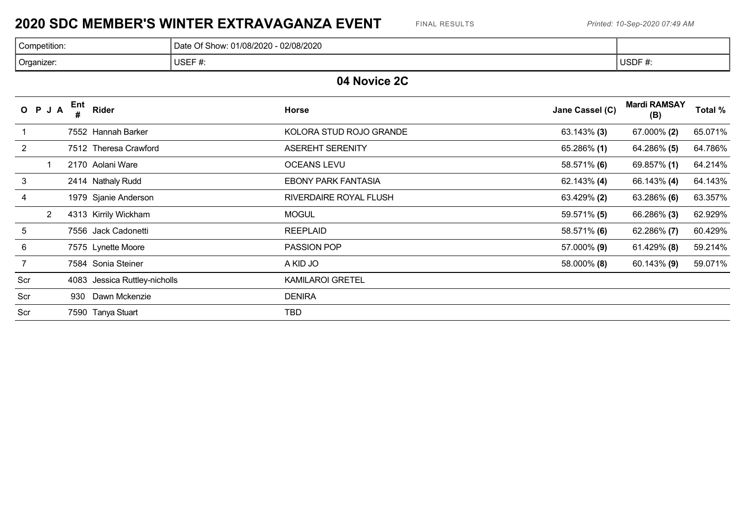# 2020 SDC MEMBER'S WINTER EXTRAVAGANZA EVENT

FINAL RESULTS

*Printed: 10-Sep-2020 07:49 AM*

| Competition: | Date Of Show: 01/08/2020 - 02/08/2020 | |
|---|---|---|
| Organizer: | USEF #: | USDF #: |

## 04 Novice 2C

| O | P | J | A | Ent # | Rider | Horse | Jane Cassel (C) | Mardi RAMSAY (B) | Total % |
|---|---|---|---|---|---|---|---|---|---|
| 1 | | | | 7552 | Hannah Barker | KOLORA STUD ROJO GRANDE | 63.143% **(3)** | 67.000% **(2)** | 65.071% |
| 2 | | | | 7512 | Theresa Crawford | ASEREHT SERENITY | 65.286% **(1)** | 64.286% **(5)** | 64.786% |
| | 1 | | | 2170 | Aolani Ware | OCEANS LEVU | 58.571% **(6)** | 69.857% **(1)** | 64.214% |
| 3 | | | | 2414 | Nathaly Rudd | EBONY PARK FANTASIA | 62.143% **(4)** | 66.143% **(4)** | 64.143% |
| 4 | | | | 1979 | Sjanie Anderson | RIVERDAIRE ROYAL FLUSH | 63.429% **(2)** | 63.286% **(6)** | 63.357% |
| | 2 | | | 4313 | Kirrily Wickham | MOGUL | 59.571% **(5)** | 66.286% **(3)** | 62.929% |
| 5 | | | | 7556 | Jack Cadonetti | REEPLAID | 58.571% **(6)** | 62.286% **(7)** | 60.429% |
| 6 | | | | 7575 | Lynette Moore | PASSION POP | 57.000% **(9)** | 61.429% **(8)** | 59.214% |
| 7 | | | | 7584 | Sonia Steiner | A KID JO | 58.000% **(8)** | 60.143% **(9)** | 59.071% |
| Scr | | | | 4083 | Jessica Ruttley-nicholls | KAMILAROI GRETEL | | | |
| Scr | | | | 930 | Dawn Mckenzie | DENIRA | | | |
| Scr | | | | 7590 | Tanya Stuart | TBD | | | |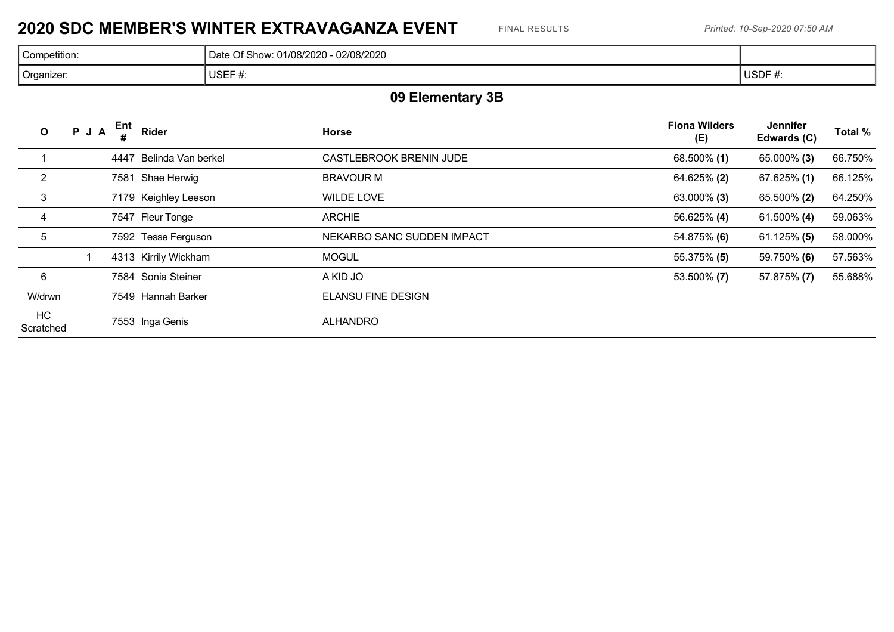# 2020 SDC MEMBER'S WINTER EXTRAVAGANZA EVENT

FINAL RESULTS

*Printed: 10-Sep-2020 07:50 AM*

| Competition: | Date Of Show: 01/08/2020 - 02/08/2020 | |
|---|---|---|
| Organizer: | USEF #: | USDF #: |

## 09 Elementary 3B

| O | P | J | A | Ent # | Rider | Horse | Fiona Wilders (E) | Jennifer Edwards (C) | Total % |
|---|---|---|---|---|---|---|---|---|---|
| 1 | | | | 4447 | Belinda Van berkel | CASTLEBROOK BRENIN JUDE | 68.500% **(1)** | 65.000% **(3)** | 66.750% |
| 2 | | | | 7581 | Shae Herwig | BRAVOUR M | 64.625% **(2)** | 67.625% **(1)** | 66.125% |
| 3 | | | | 7179 | Keighley Leeson | WILDE LOVE | 63.000% **(3)** | 65.500% **(2)** | 64.250% |
| 4 | | | | 7547 | Fleur Tonge | ARCHIE | 56.625% **(4)** | 61.500% **(4)** | 59.063% |
| 5 | | | | 7592 | Tesse Ferguson | NEKARBO SANC SUDDEN IMPACT | 54.875% **(6)** | 61.125% **(5)** | 58.000% |
| | | 1 | | 4313 | Kirrily Wickham | MOGUL | 55.375% **(5)** | 59.750% **(6)** | 57.563% |
| 6 | | | | 7584 | Sonia Steiner | A KID JO | 53.500% **(7)** | 57.875% **(7)** | 55.688% |
| W/drwn | | | | 7549 | Hannah Barker | ELANSU FINE DESIGN | | | |
| HC Scratched | | | | 7553 | Inga Genis | ALHANDRO | | | |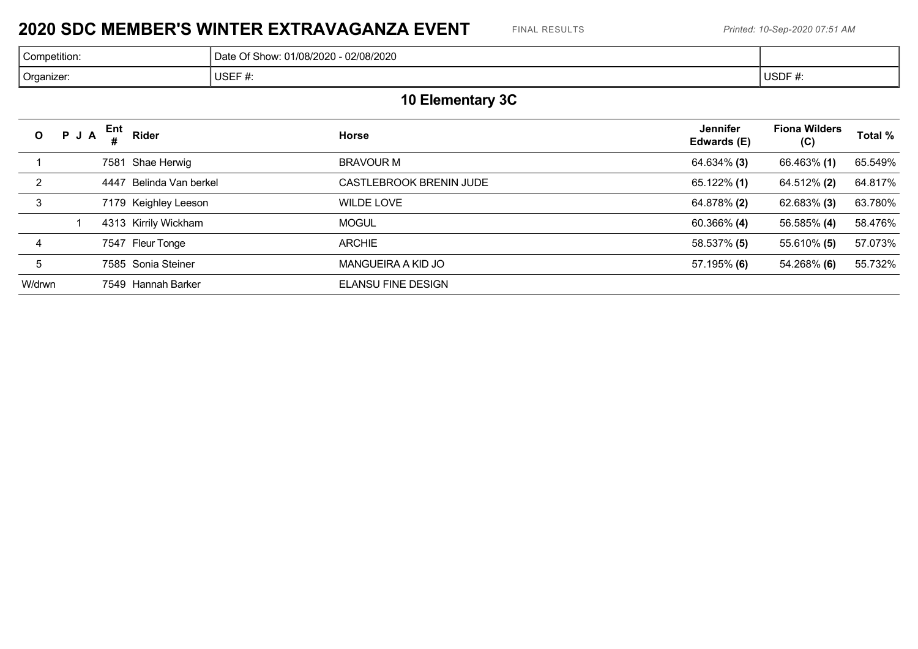# 2020 SDC MEMBER'S WINTER EXTRAVAGANZA EVENT

FINAL RESULTS

*Printed: 10-Sep-2020 07:51 AM*

| Competition: | Date Of Show: 01/08/2020 - 02/08/2020 | |
|---|---|---|
| Organizer: | USEF #: | USDF #: |

## 10 Elementary 3C

| O | P | J | A | Ent # | Rider | Horse | Jennifer Edwards (E) | Fiona Wilders (C) | Total % |
|---|---|---|---|---|---|---|---|---|---|
| 1 | | | | 7581 | Shae Herwig | BRAVOUR M | 64.634% **(3)** | 66.463% **(1)** | 65.549% |
| 2 | | | | 4447 | Belinda Van berkel | CASTLEBROOK BRENIN JUDE | 65.122% **(1)** | 64.512% **(2)** | 64.817% |
| 3 | | | | 7179 | Keighley Leeson | WILDE LOVE | 64.878% **(2)** | 62.683% **(3)** | 63.780% |
| | 1 | | | 4313 | Kirrily Wickham | MOGUL | 60.366% **(4)** | 56.585% **(4)** | 58.476% |
| 4 | | | | 7547 | Fleur Tonge | ARCHIE | 58.537% **(5)** | 55.610% **(5)** | 57.073% |
| 5 | | | | 7585 | Sonia Steiner | MANGUEIRA A KID JO | 57.195% **(6)** | 54.268% **(6)** | 55.732% |
| W/drwn | | | | 7549 | Hannah Barker | ELANSU FINE DESIGN | | | |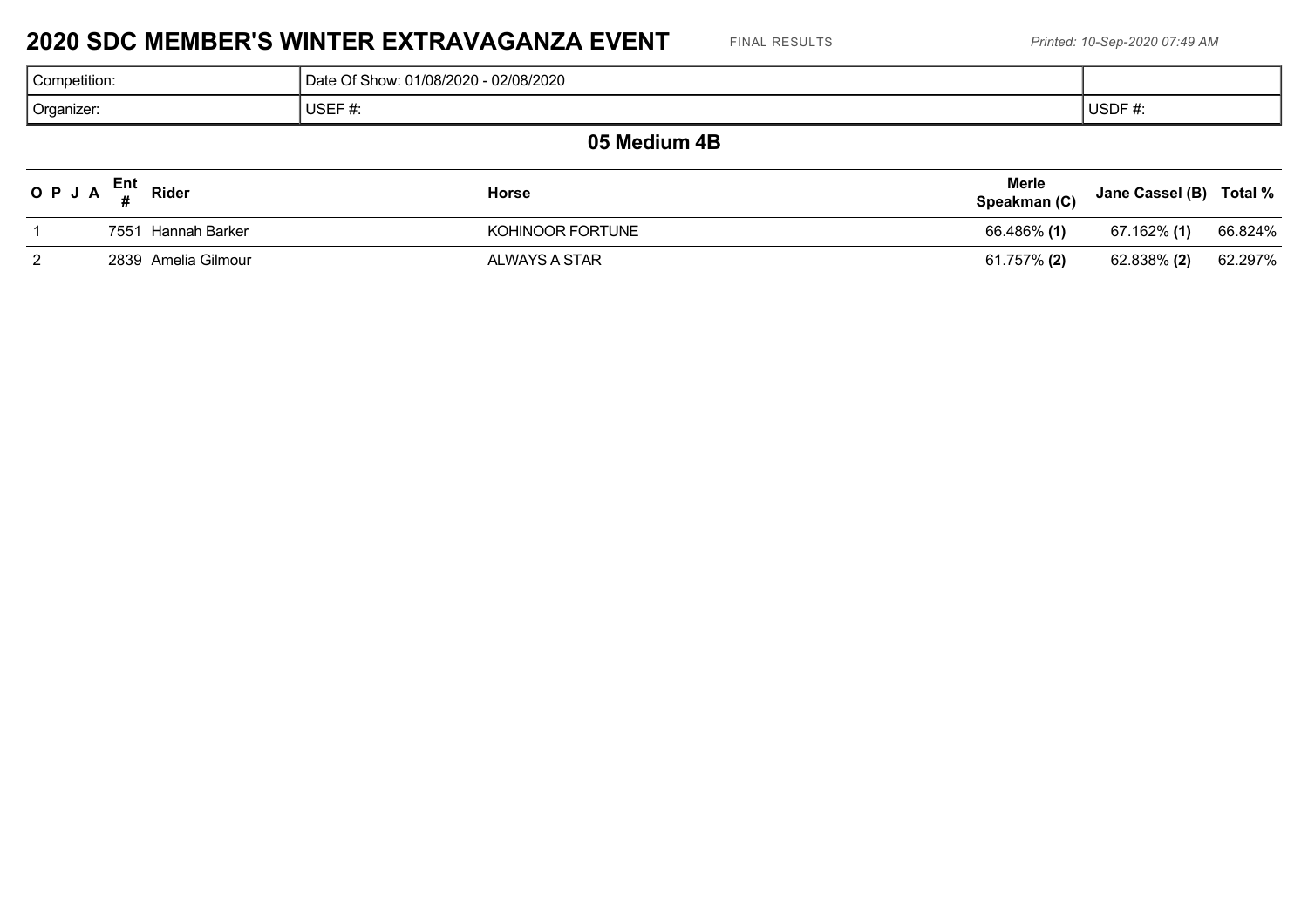# 2020 SDC MEMBER'S WINTER EXTRAVAGANZA EVENT

FINAL RESULTS

*Printed: 10-Sep-2020 07:49 AM*

| Competition: | Date Of Show: 01/08/2020 - 02/08/2020 | |
|---|---|---|
| Organizer: | USEF #: | USDF #: |

## 05 Medium 4B

| O P J A | Ent # | Rider | Horse | Merle Speakman (C) | Jane Cassel (B) | Total % |
|---|---|---|---|---|---|---|
| 1 | 7551 | Hannah Barker | KOHINOOR FORTUNE | 66.486% **(1)** | 67.162% **(1)** | 66.824% |
| 2 | 2839 | Amelia Gilmour | ALWAYS A STAR | 61.757% **(2)** | 62.838% **(2)** | 62.297% |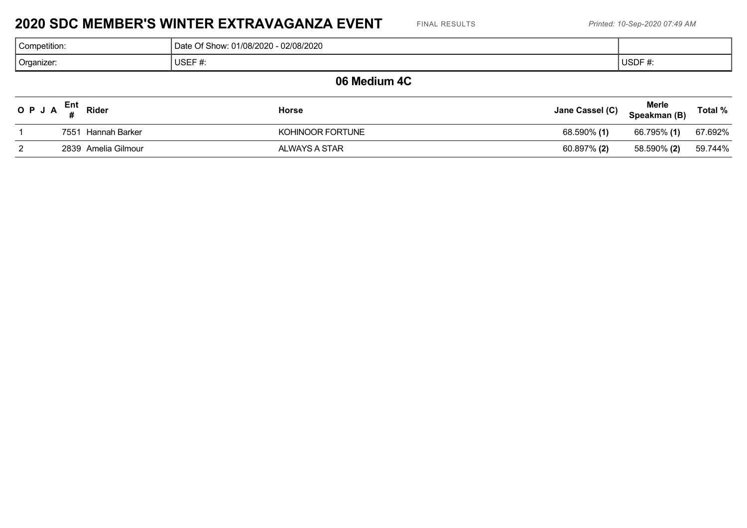# 2020 SDC MEMBER'S WINTER EXTRAVAGANZA EVENT

FINAL RESULTS

*Printed: 10-Sep-2020 07:49 AM*

| Competition: | Date Of Show: 01/08/2020 - 02/08/2020 | |
|---|---|---|
| Organizer: | USEF #: | USDF #: |

## 06 Medium 4C

| O P J A | Ent # | Rider | Horse | Jane Cassel (C) | Merle Speakman (B) | Total % |
|---|---|---|---|---|---|---|
| 1 | 7551 | Hannah Barker | KOHINOOR FORTUNE | 68.590% **(1)** | 66.795% **(1)** | 67.692% |
| 2 | 2839 | Amelia Gilmour | ALWAYS A STAR | 60.897% **(2)** | 58.590% **(2)** | 59.744% |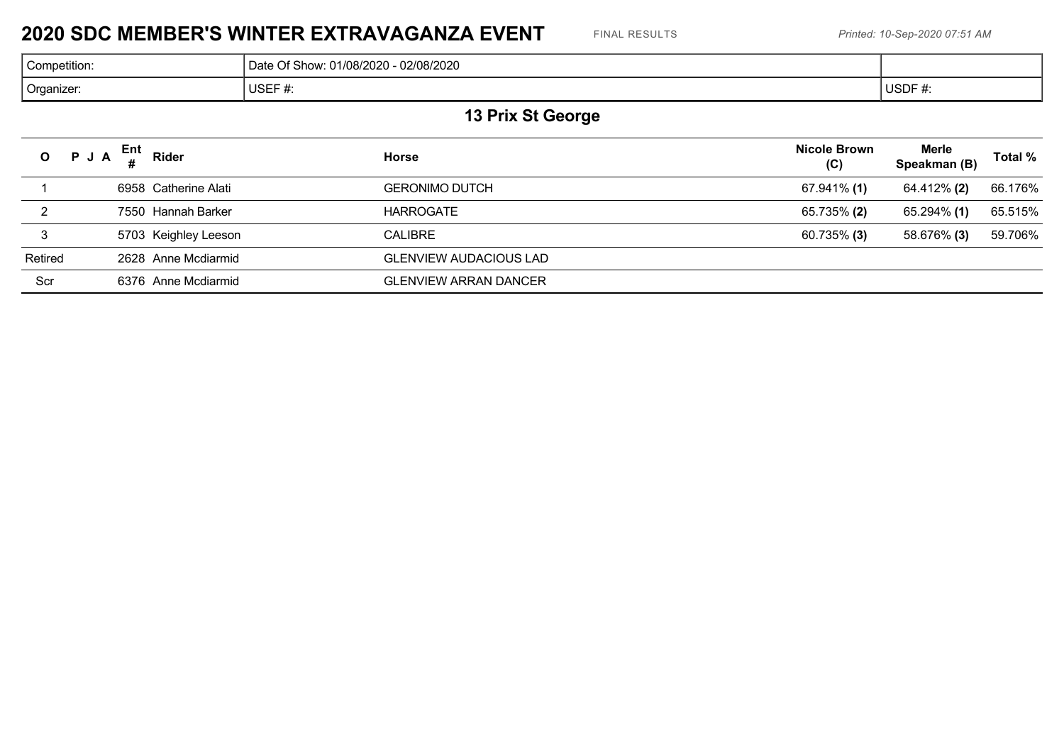# 2020 SDC MEMBER'S WINTER EXTRAVAGANZA EVENT

FINAL RESULTS

*Printed: 10-Sep-2020 07:51 AM*

| Competition: | Date Of Show: 01/08/2020 - 02/08/2020 | |
|---|---|---|
| Organizer: | USEF #: | USDF #: |

## 13 Prix St George

| O | P J A | Ent # | Rider | Horse | Nicole Brown (C) | Merle Speakman (B) | Total % |
|---|---|---|---|---|---|---|---|
| 1 | | 6958 | Catherine Alati | GERONIMO DUTCH | 67.941% **(1)** | 64.412% **(2)** | 66.176% |
| 2 | | 7550 | Hannah Barker | HARROGATE | 65.735% **(2)** | 65.294% **(1)** | 65.515% |
| 3 | | 5703 | Keighley Leeson | CALIBRE | 60.735% **(3)** | 58.676% **(3)** | 59.706% |
| Retired | | 2628 | Anne Mcdiarmid | GLENVIEW AUDACIOUS LAD | | | |
| Scr | | 6376 | Anne Mcdiarmid | GLENVIEW ARRAN DANCER | | | |